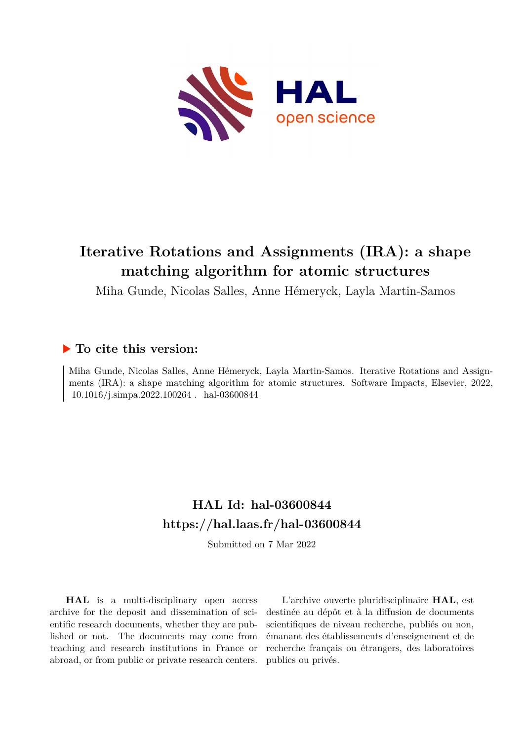# Iterative Rotations and Assignments (IRA): a shape matching algorithm for atomic structures

Miha Gunde, Nicolas Salles, Anne Hémeryck, Layla Martin-Samos

## ▶ To cite this version:

Miha Gunde, Nicolas Salles, Anne Hémeryck, Layla Martin-Samos. Iterative Rotations and Assignments (IRA): a shape matching algorithm for atomic structures. Software Impacts, Elsevier, 2022, 10.1016/j.simpa.2022.100264. hal-03600844

## HAL Id: hal-03600844
## https://hal.laas.fr/hal-03600844

Submitted on 7 Mar 2022

**HAL** is a multi-disciplinary open access archive for the deposit and dissemination of scientific research documents, whether they are published or not. The documents may come from teaching and research institutions in France or abroad, or from public or private research centers.

L'archive ouverte pluridisciplinaire **HAL**, est destinée au dépôt et à la diffusion de documents scientifiques de niveau recherche, publiés ou non, émanant des établissements d'enseignement et de recherche français ou étrangers, des laboratoires publics ou privés.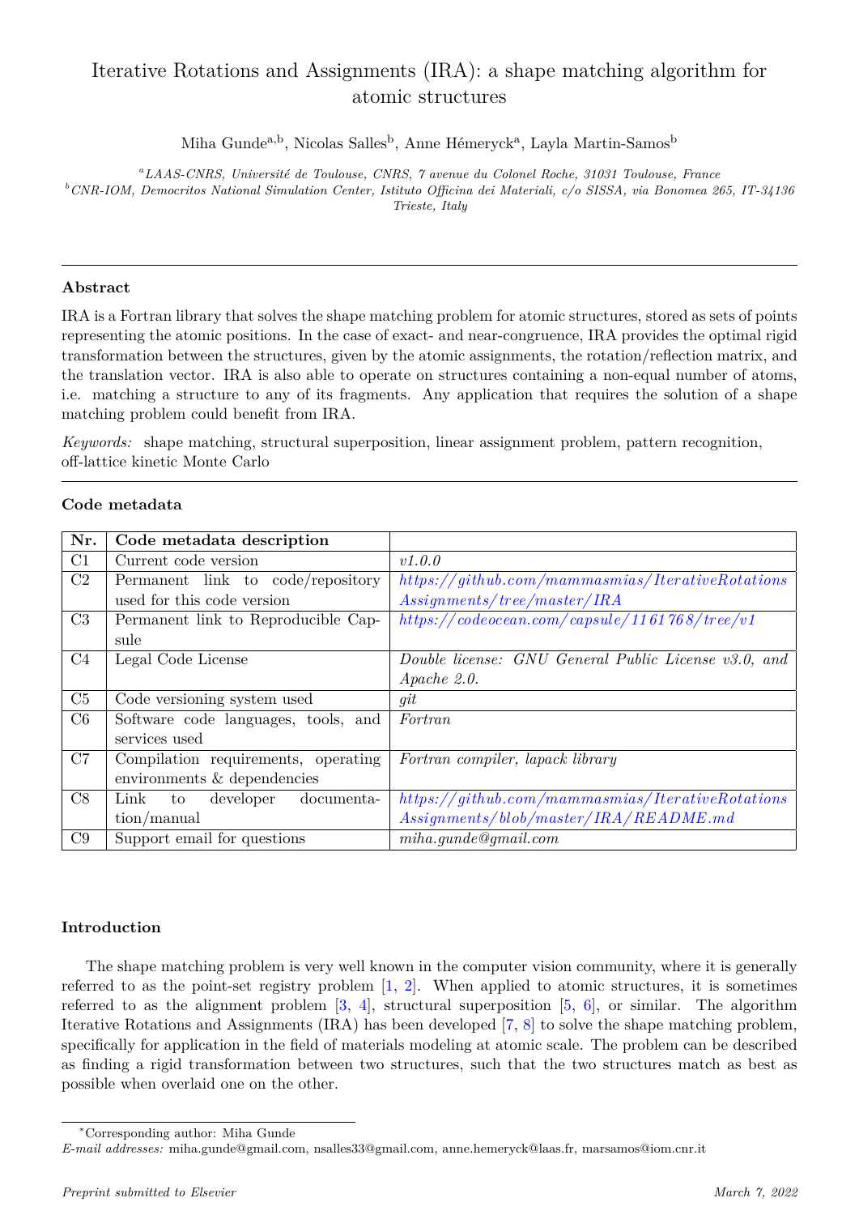# Iterative Rotations and Assignments (IRA): a shape matching algorithm for atomic structures

Miha Gunde[a,b], Nicolas Salles[b], Anne Hémeryck[a], Layla Martin-Samos[b]

[a] *LAAS-CNRS, Université de Toulouse, CNRS, 7 avenue du Colonel Roche, 31031 Toulouse, France*
[b] *CNR-IOM, Democritos National Simulation Center, Istituto Officina dei Materiali, c/o SISSA, via Bonomea 265, IT-34136 Trieste, Italy*

---

### Abstract

IRA is a Fortran library that solves the shape matching problem for atomic structures, stored as sets of points representing the atomic positions. In the case of exact- and near-congruence, IRA provides the optimal rigid transformation between the structures, given by the atomic assignments, the rotation/reflection matrix, and the translation vector. IRA is also able to operate on structures containing a non-equal number of atoms, i.e. matching a structure to any of its fragments. Any application that requires the solution of a shape matching problem could benefit from IRA.

*Keywords:* shape matching, structural superposition, linear assignment problem, pattern recognition, off-lattice kinetic Monte Carlo

---

### Code metadata

| Nr. | Code metadata description | |
|---|---|---|
| C1 | Current code version | *v1.0.0* |
| C2 | Permanent link to code/repository used for this code version | *https://github.com/mammasmias/IterativeRotationsAssignments/tree/master/IRA* |
| C3 | Permanent link to Reproducible Capsule | *https://codeocean.com/capsule/1161768/tree/v1* |
| C4 | Legal Code License | *Double license: GNU General Public License v3.0, and Apache 2.0.* |
| C5 | Code versioning system used | *git* |
| C6 | Software code languages, tools, and services used | *Fortran* |
| C7 | Compilation requirements, operating environments & dependencies | *Fortran compiler, lapack library* |
| C8 | Link to developer documentation/manual | *https://github.com/mammasmias/IterativeRotationsAssignments/blob/master/IRA/README.md* |
| C9 | Support email for questions | *miha.gunde@gmail.com* |

### Introduction

The shape matching problem is very well known in the computer vision community, where it is generally referred to as the point-set registry problem [1, 2]. When applied to atomic structures, it is sometimes referred to as the alignment problem [3, 4], structural superposition [5, 6], or similar. The algorithm Iterative Rotations and Assignments (IRA) has been developed [7, 8] to solve the shape matching problem, specifically for application in the field of materials modeling at atomic scale. The problem can be described as finding a rigid transformation between two structures, such that the two structures match as best as possible when overlaid one on the other.

---

*Corresponding author: Miha Gunde
*E-mail addresses:* miha.gunde@gmail.com, nsalles33@gmail.com, anne.hemeryck@laas.fr, marsamos@iom.cnr.it

*Preprint submitted to Elsevier* *March 7, 2022*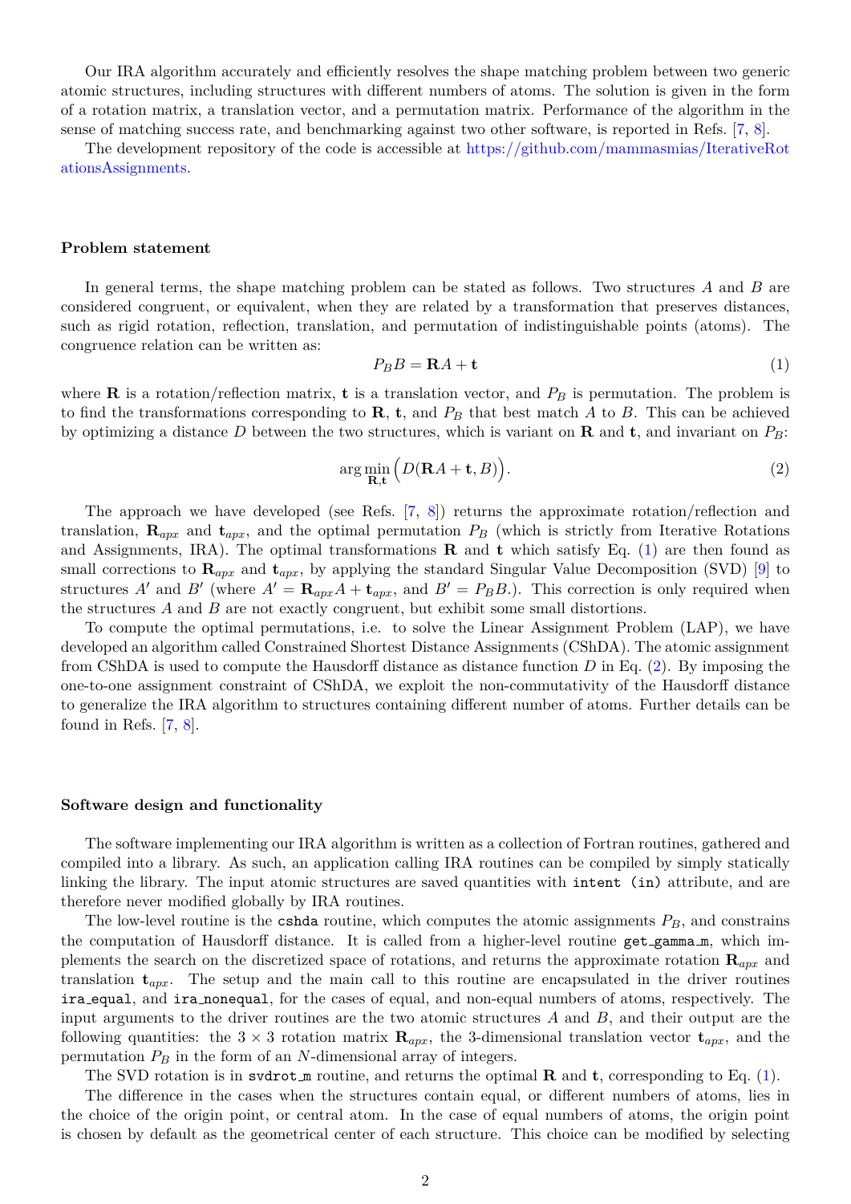Our IRA algorithm accurately and efficiently resolves the shape matching problem between two generic atomic structures, including structures with different numbers of atoms. The solution is given in the form of a rotation matrix, a translation vector, and a permutation matrix. Performance of the algorithm in the sense of matching success rate, and benchmarking against two other software, is reported in Refs. [7, 8].

The development repository of the code is accessible at https://github.com/mammasmias/IterativeRotationsAssignments.

### Problem statement

In general terms, the shape matching problem can be stated as follows. Two structures $A$ and $B$ are considered congruent, or equivalent, when they are related by a transformation that preserves distances, such as rigid rotation, reflection, translation, and permutation of indistinguishable points (atoms). The congruence relation can be written as:

$$P_B B = \mathbf{R}A + \mathbf{t} \tag{1}$$

where $\mathbf{R}$ is a rotation/reflection matrix, $\mathbf{t}$ is a translation vector, and $P_B$ is permutation. The problem is to find the transformations corresponding to $\mathbf{R}$, $\mathbf{t}$, and $P_B$ that best match $A$ to $B$. This can be achieved by optimizing a distance $D$ between the two structures, which is variant on $\mathbf{R}$ and $\mathbf{t}$, and invariant on $P_B$:

$$\arg\min_{\mathbf{R},\mathbf{t}} \Big( D(\mathbf{R}A + \mathbf{t}, B) \Big). \tag{2}$$

The approach we have developed (see Refs. [7, 8]) returns the approximate rotation/reflection and translation, $\mathbf{R}_{apx}$ and $\mathbf{t}_{apx}$, and the optimal permutation $P_B$ (which is strictly from Iterative Rotations and Assignments, IRA). The optimal transformations $\mathbf{R}$ and $\mathbf{t}$ which satisfy Eq. (1) are then found as small corrections to $\mathbf{R}_{apx}$ and $\mathbf{t}_{apx}$, by applying the standard Singular Value Decomposition (SVD) [9] to structures $A'$ and $B'$ (where $A' = \mathbf{R}_{apx}A + \mathbf{t}_{apx}$, and $B' = P_B B$.). This correction is only required when the structures $A$ and $B$ are not exactly congruent, but exhibit some small distortions.

To compute the optimal permutations, i.e. to solve the Linear Assignment Problem (LAP), we have developed an algorithm called Constrained Shortest Distance Assignments (CShDA). The atomic assignment from CShDA is used to compute the Hausdorff distance as distance function $D$ in Eq. (2). By imposing the one-to-one assignment constraint of CShDA, we exploit the non-commutativity of the Hausdorff distance to generalize the IRA algorithm to structures containing different number of atoms. Further details can be found in Refs. [7, 8].

### Software design and functionality

The software implementing our IRA algorithm is written as a collection of Fortran routines, gathered and compiled into a library. As such, an application calling IRA routines can be compiled by simply statically linking the library. The input atomic structures are saved quantities with `intent (in)` attribute, and are therefore never modified globally by IRA routines.

The low-level routine is the `cshda` routine, which computes the atomic assignments $P_B$, and constrains the computation of Hausdorff distance. It is called from a higher-level routine `get_gamma_m`, which implements the search on the discretized space of rotations, and returns the approximate rotation $\mathbf{R}_{apx}$ and translation $\mathbf{t}_{apx}$. The setup and the main call to this routine are encapsulated in the driver routines `ira_equal`, and `ira_nonequal`, for the cases of equal, and non-equal numbers of atoms, respectively. The input arguments to the driver routines are the two atomic structures $A$ and $B$, and their output are the following quantities: the $3 \times 3$ rotation matrix $\mathbf{R}_{apx}$, the 3-dimensional translation vector $\mathbf{t}_{apx}$, and the permutation $P_B$ in the form of an $N$-dimensional array of integers.

The SVD rotation is in `svdrot_m` routine, and returns the optimal $\mathbf{R}$ and $\mathbf{t}$, corresponding to Eq. (1).

The difference in the cases when the structures contain equal, or different numbers of atoms, lies in the choice of the origin point, or central atom. In the case of equal numbers of atoms, the origin point is chosen by default as the geometrical center of each structure. This choice can be modified by selecting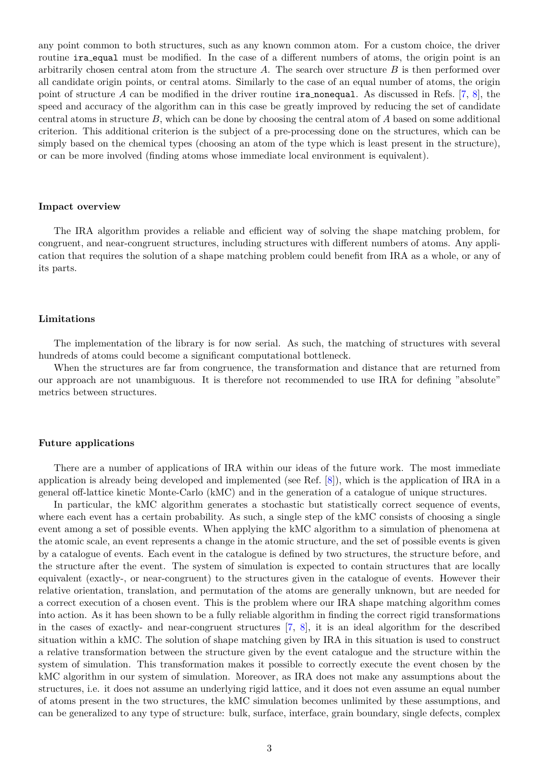any point common to both structures, such as any known common atom. For a custom choice, the driver routine ira_equal must be modified. In the case of a different numbers of atoms, the origin point is an arbitrarily chosen central atom from the structure $A$. The search over structure $B$ is then performed over all candidate origin points, or central atoms. Similarly to the case of an equal number of atoms, the origin point of structure $A$ can be modified in the driver routine ira_nonequal. As discussed in Refs. [7, 8], the speed and accuracy of the algorithm can in this case be greatly improved by reducing the set of candidate central atoms in structure $B$, which can be done by choosing the central atom of $A$ based on some additional criterion. This additional criterion is the subject of a pre-processing done on the structures, which can be simply based on the chemical types (choosing an atom of the type which is least present in the structure), or can be more involved (finding atoms whose immediate local environment is equivalent).

### Impact overview

The IRA algorithm provides a reliable and efficient way of solving the shape matching problem, for congruent, and near-congruent structures, including structures with different numbers of atoms. Any application that requires the solution of a shape matching problem could benefit from IRA as a whole, or any of its parts.

### Limitations

The implementation of the library is for now serial. As such, the matching of structures with several hundreds of atoms could become a significant computational bottleneck.

When the structures are far from congruence, the transformation and distance that are returned from our approach are not unambiguous. It is therefore not recommended to use IRA for defining "absolute" metrics between structures.

### Future applications

There are a number of applications of IRA within our ideas of the future work. The most immediate application is already being developed and implemented (see Ref. [8]), which is the application of IRA in a general off-lattice kinetic Monte-Carlo (kMC) and in the generation of a catalogue of unique structures.

In particular, the kMC algorithm generates a stochastic but statistically correct sequence of events, where each event has a certain probability. As such, a single step of the kMC consists of choosing a single event among a set of possible events. When applying the kMC algorithm to a simulation of phenomena at the atomic scale, an event represents a change in the atomic structure, and the set of possible events is given by a catalogue of events. Each event in the catalogue is defined by two structures, the structure before, and the structure after the event. The system of simulation is expected to contain structures that are locally equivalent (exactly-, or near-congruent) to the structures given in the catalogue of events. However their relative orientation, translation, and permutation of the atoms are generally unknown, but are needed for a correct execution of a chosen event. This is the problem where our IRA shape matching algorithm comes into action. As it has been shown to be a fully reliable algorithm in finding the correct rigid transformations in the cases of exactly- and near-congruent structures [7, 8], it is an ideal algorithm for the described situation within a kMC. The solution of shape matching given by IRA in this situation is used to construct a relative transformation between the structure given by the event catalogue and the structure within the system of simulation. This transformation makes it possible to correctly execute the event chosen by the kMC algorithm in our system of simulation. Moreover, as IRA does not make any assumptions about the structures, i.e. it does not assume an underlying rigid lattice, and it does not even assume an equal number of atoms present in the two structures, the kMC simulation becomes unlimited by these assumptions, and can be generalized to any type of structure: bulk, surface, interface, grain boundary, single defects, complex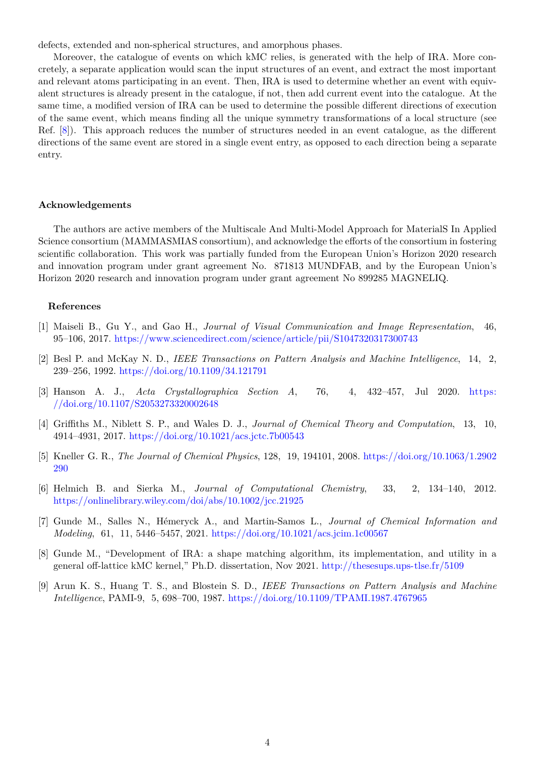defects, extended and non-spherical structures, and amorphous phases.

Moreover, the catalogue of events on which kMC relies, is generated with the help of IRA. More concretely, a separate application would scan the input structures of an event, and extract the most important and relevant atoms participating in an event. Then, IRA is used to determine whether an event with equivalent structures is already present in the catalogue, if not, then add current event into the catalogue. At the same time, a modified version of IRA can be used to determine the possible different directions of execution of the same event, which means finding all the unique symmetry transformations of a local structure (see Ref. [8]). This approach reduces the number of structures needed in an event catalogue, as the different directions of the same event are stored in a single event entry, as opposed to each direction being a separate entry.

## Acknowledgements

The authors are active members of the Multiscale And Multi-Model Approach for MaterialS In Applied Science consortium (MAMMASMIAS consortium), and acknowledge the efforts of the consortium in fostering scientific collaboration. This work was partially funded from the European Union's Horizon 2020 research and innovation program under grant agreement No. 871813 MUNDFAB, and by the European Union's Horizon 2020 research and innovation program under grant agreement No 899285 MAGNELIQ.

## References

[1] Maiseli B., Gu Y., and Gao H., *Journal of Visual Communication and Image Representation*, 46, 95–106, 2017. https://www.sciencedirect.com/science/article/pii/S1047320317300743

[2] Besl P. and McKay N. D., *IEEE Transactions on Pattern Analysis and Machine Intelligence*, 14, 2, 239–256, 1992. https://doi.org/10.1109/34.121791

[3] Hanson A. J., *Acta Crystallographica Section A*, 76, 4, 432–457, Jul 2020. https://doi.org/10.1107/S2053273320002648

[4] Griffiths M., Niblett S. P., and Wales D. J., *Journal of Chemical Theory and Computation*, 13, 10, 4914–4931, 2017. https://doi.org/10.1021/acs.jctc.7b00543

[5] Kneller G. R., *The Journal of Chemical Physics*, 128, 19, 194101, 2008. https://doi.org/10.1063/1.2902290

[6] Helmich B. and Sierka M., *Journal of Computational Chemistry*, 33, 2, 134–140, 2012. https://onlinelibrary.wiley.com/doi/abs/10.1002/jcc.21925

[7] Gunde M., Salles N., Hémeryck A., and Martin-Samos L., *Journal of Chemical Information and Modeling*, 61, 11, 5446–5457, 2021. https://doi.org/10.1021/acs.jcim.1c00567

[8] Gunde M., "Development of IRA: a shape matching algorithm, its implementation, and utility in a general off-lattice kMC kernel," Ph.D. dissertation, Nov 2021. http://thesesups.ups-tlse.fr/5109

[9] Arun K. S., Huang T. S., and Blostein S. D., *IEEE Transactions on Pattern Analysis and Machine Intelligence*, PAMI-9, 5, 698–700, 1987. https://doi.org/10.1109/TPAMI.1987.4767965